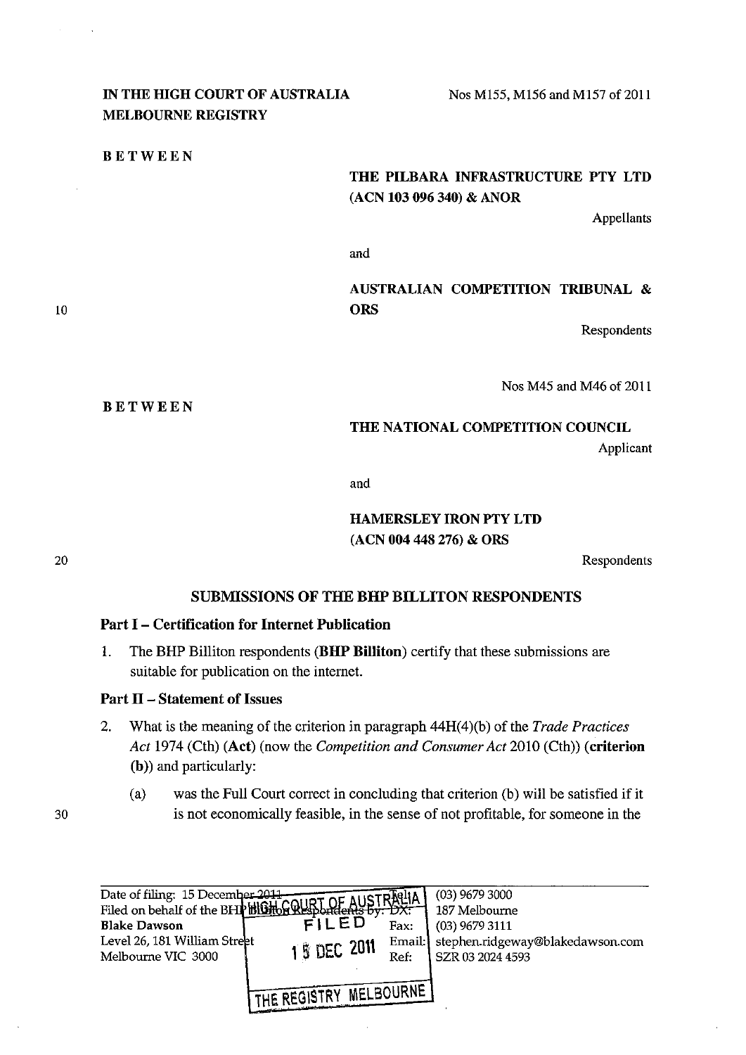**IN THE HIGH COURT OF AUSTRALIA**
**MELBOURNE REGISTRY**

Nos M155, M156 and M157 of 2011

**BETWEEN**

**THE PILBARA INFRASTRUCTURE PTY LTD (ACN 103 096 340) & ANOR**

Appellants

and

**AUSTRALIAN COMPETITION TRIBUNAL & ORS**

Respondents

Nos M45 and M46 of 2011

**BETWEEN**

**THE NATIONAL COMPETITION COUNCIL**

Applicant

and

**HAMERSLEY IRON PTY LTD (ACN 004 448 276) & ORS**

Respondents

## SUBMISSIONS OF THE BHP BILLITON RESPONDENTS

### Part I – Certification for Internet Publication

1. The BHP Billiton respondents (**BHP Billiton**) certify that these submissions are suitable for publication on the internet.

### Part II – Statement of Issues

2. What is the meaning of the criterion in paragraph 44H(4)(b) of the *Trade Practices Act* 1974 (Cth) (**Act**) (now the *Competition and Consumer Act* 2010 (Cth)) (**criterion (b)**) and particularly:

   (a) was the Full Court correct in concluding that criterion (b) will be satisfied if it is not economically feasible, in the sense of not profitable, for someone in the

| | | |
|---|---|---|
| Date of filing: 15 December 2011<br>Filed on behalf of the BHP Billiton Respondents by:<br>**Blake Dawson**<br>Level 26, 181 William Street<br>Melbourne VIC 3000 | Tel:<br>DX:<br>Fax:<br>Email:<br>Ref: | (03) 9679 3000<br>187 Melbourne<br>(03) 9679 3111<br>stephen.ridgeway@blakedawson.com<br>SZR 03 2024 4593 |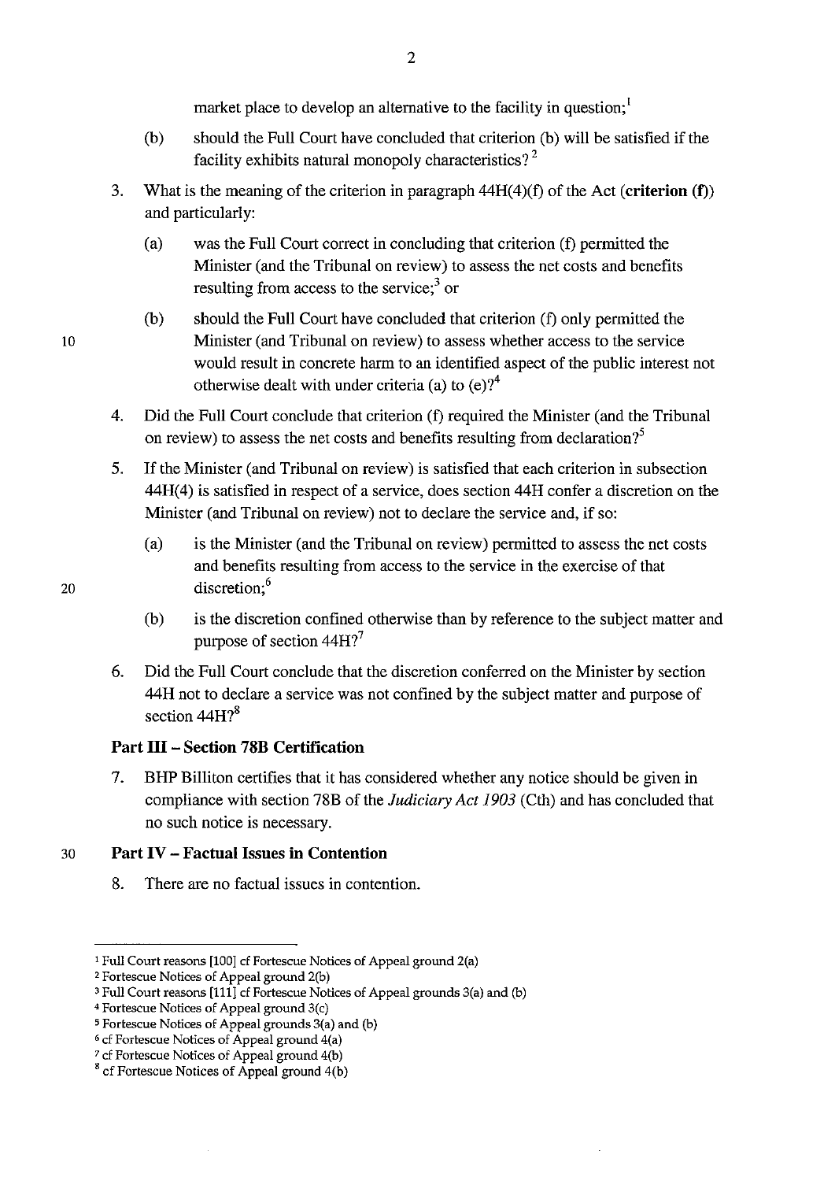market place to develop an alternative to the facility in question;[1]

(b) should the Full Court have concluded that criterion (b) will be satisfied if the facility exhibits natural monopoly characteristics?[2]

3. What is the meaning of the criterion in paragraph 44H(4)(f) of the Act (**criterion (f)**) and particularly:

   (a) was the Full Court correct in concluding that criterion (f) permitted the Minister (and the Tribunal on review) to assess the net costs and benefits resulting from access to the service;[3] or

   (b) should the Full Court have concluded that criterion (f) only permitted the Minister (and Tribunal on review) to assess whether access to the service would result in concrete harm to an identified aspect of the public interest not otherwise dealt with under criteria (a) to (e)?[4]

4. Did the Full Court conclude that criterion (f) required the Minister (and the Tribunal on review) to assess the net costs and benefits resulting from declaration?[5]

5. If the Minister (and Tribunal on review) is satisfied that each criterion in subsection 44H(4) is satisfied in respect of a service, does section 44H confer a discretion on the Minister (and Tribunal on review) not to declare the service and, if so:

   (a) is the Minister (and the Tribunal on review) permitted to assess the net costs and benefits resulting from access to the service in the exercise of that discretion;[6]

   (b) is the discretion confined otherwise than by reference to the subject matter and purpose of section 44H?[7]

6. Did the Full Court conclude that the discretion conferred on the Minister by section 44H not to declare a service was not confined by the subject matter and purpose of section 44H?[8]

## Part III – Section 78B Certification

7. BHP Billiton certifies that it has considered whether any notice should be given in compliance with section 78B of the *Judiciary Act 1903* (Cth) and has concluded that no such notice is necessary.

## Part IV – Factual Issues in Contention

8. There are no factual issues in contention.

---

[1] Full Court reasons [100] cf Fortescue Notices of Appeal ground 2(a)

[2] Fortescue Notices of Appeal ground 2(b)

[3] Full Court reasons [111] cf Fortescue Notices of Appeal grounds 3(a) and (b)

[4] Fortescue Notices of Appeal ground 3(c)

[5] Fortescue Notices of Appeal grounds 3(a) and (b)

[6] cf Fortescue Notices of Appeal ground 4(a)

[7] cf Fortescue Notices of Appeal ground 4(b)

[8] cf Fortescue Notices of Appeal ground 4(b)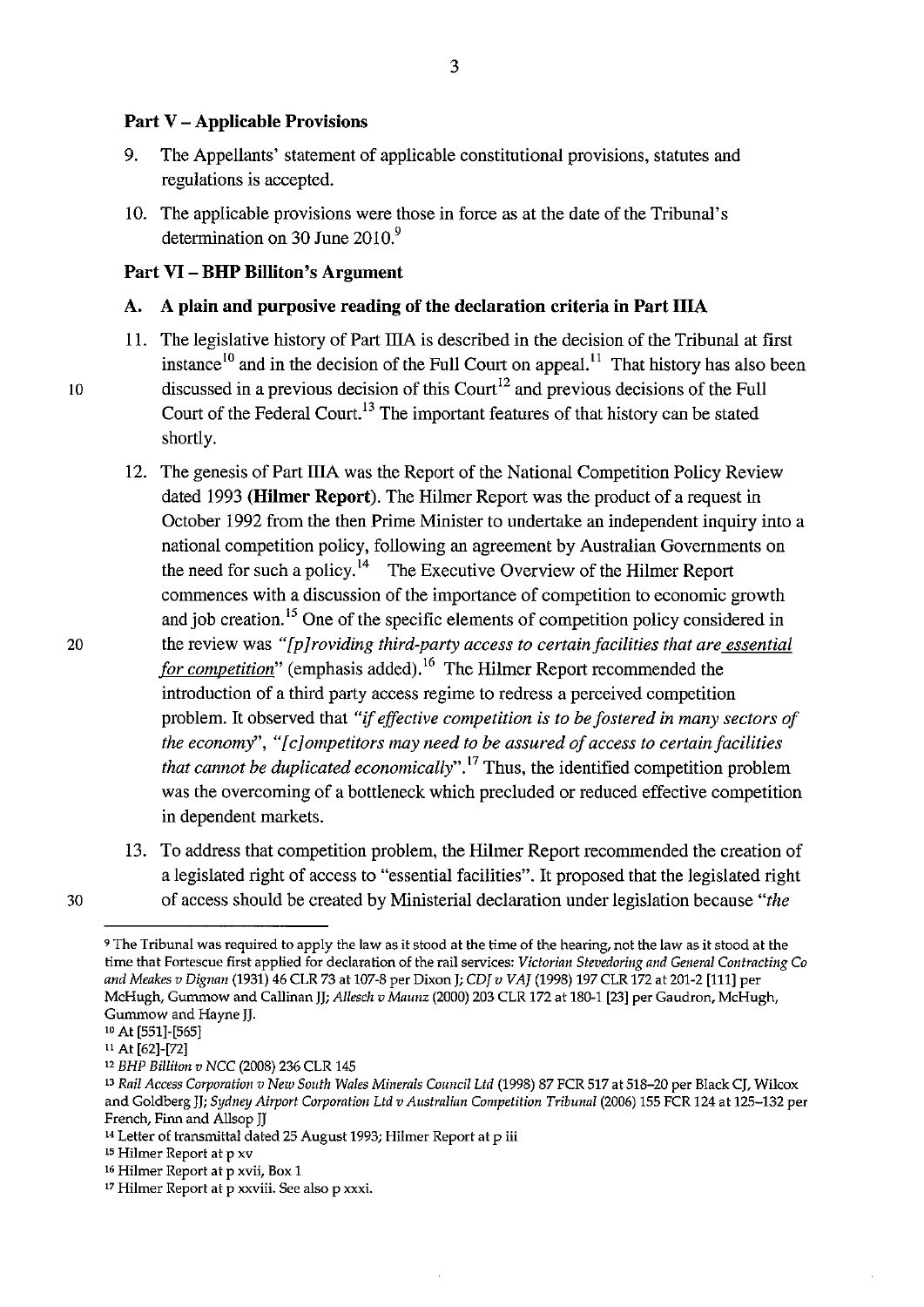## Part V – Applicable Provisions

9. The Appellants' statement of applicable constitutional provisions, statutes and regulations is accepted.

10. The applicable provisions were those in force as at the date of the Tribunal's determination on 30 June 2010.[9]

## Part VI – BHP Billiton's Argument

### A. A plain and purposive reading of the declaration criteria in Part IIIA

11. The legislative history of Part IIIA is described in the decision of the Tribunal at first instance[10] and in the decision of the Full Court on appeal.[11] That history has also been discussed in a previous decision of this Court[12] and previous decisions of the Full Court of the Federal Court.[13] The important features of that history can be stated shortly.

12. The genesis of Part IIIA was the Report of the National Competition Policy Review dated 1993 (**Hilmer Report**). The Hilmer Report was the product of a request in October 1992 from the then Prime Minister to undertake an independent inquiry into a national competition policy, following an agreement by Australian Governments on the need for such a policy.[14] The Executive Overview of the Hilmer Report commences with a discussion of the importance of competition to economic growth and job creation.[15] One of the specific elements of competition policy considered in the review was *"[p]roviding third-party access to certain facilities that are essential for competition"* (emphasis added).[16] The Hilmer Report recommended the introduction of a third party access regime to redress a perceived competition problem. It observed that *"if effective competition is to be fostered in many sectors of the economy"*, *"[c]ompetitors may need to be assured of access to certain facilities that cannot be duplicated economically"*.[17] Thus, the identified competition problem was the overcoming of a bottleneck which precluded or reduced effective competition in dependent markets.

13. To address that competition problem, the Hilmer Report recommended the creation of a legislated right of access to "essential facilities". It proposed that the legislated right of access should be created by Ministerial declaration under legislation because *"the*

---

[9] The Tribunal was required to apply the law as it stood at the time of the hearing, not the law as it stood at the time that Fortescue first applied for declaration of the rail services: *Victorian Stevedoring and General Contracting Co and Meakes v Dignan* (1931) 46 CLR 73 at 107-8 per Dixon J; *CDJ v VAJ* (1998) 197 CLR 172 at 201-2 [111] per McHugh, Gummow and Callinan JJ; *Allesch v Maunz* (2000) 203 CLR 172 at 180-1 [23] per Gaudron, McHugh, Gummow and Hayne JJ.

[10] At [551]-[565]

[11] At [62]-[72]

[12] *BHP Billiton v NCC* (2008) 236 CLR 145

[13] *Rail Access Corporation v New South Wales Minerals Council Ltd* (1998) 87 FCR 517 at 518–20 per Black CJ, Wilcox and Goldberg JJ; *Sydney Airport Corporation Ltd v Australian Competition Tribunal* (2006) 155 FCR 124 at 125–132 per French, Finn and Allsop JJ

[14] Letter of transmittal dated 25 August 1993; Hilmer Report at p iii

[15] Hilmer Report at p xv

[16] Hilmer Report at p xvii, Box 1

[17] Hilmer Report at p xxviii. See also p xxxi.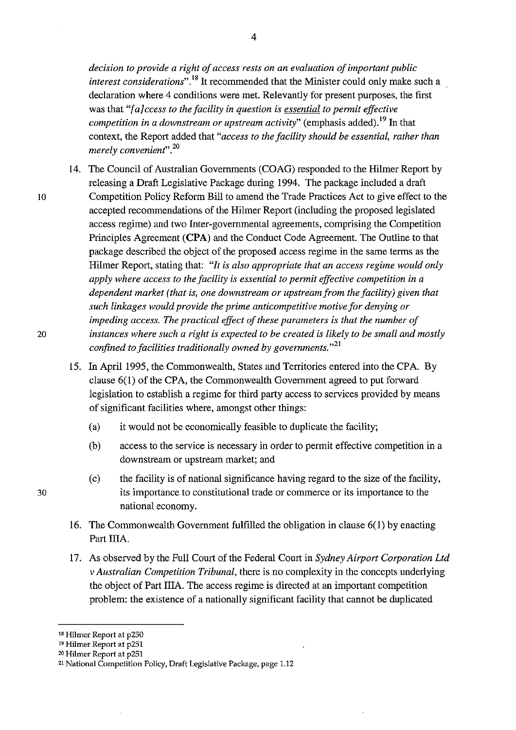*decision to provide a right of access rests on an evaluation of important public interest considerations*".[18] It recommended that the Minister could only make such a declaration where 4 conditions were met. Relevantly for present purposes, the first was that "*[a]ccess to the facility in question is essential to permit effective competition in a downstream or upstream activity*" (emphasis added).[19] In that context, the Report added that "*access to the facility should be essential, rather than merely convenient*".[20]

14. The Council of Australian Governments (COAG) responded to the Hilmer Report by releasing a Draft Legislative Package during 1994. The package included a draft Competition Policy Reform Bill to amend the Trade Practices Act to give effect to the accepted recommendations of the Hilmer Report (including the proposed legislated access regime) and two Inter-governmental agreements, comprising the Competition Principles Agreement (**CPA**) and the Conduct Code Agreement. The Outline to that package described the object of the proposed access regime in the same terms as the Hilmer Report, stating that: "*It is also appropriate that an access regime would only apply where access to the facility is essential to permit effective competition in a dependent market (that is, one downstream or upstream from the facility) given that such linkages would provide the prime anticompetitive motive for denying or impeding access. The practical effect of these parameters is that the number of instances where such a right is expected to be created is likely to be small and mostly confined to facilities traditionally owned by governments.*"[21]

15. In April 1995, the Commonwealth, States and Territories entered into the CPA. By clause 6(1) of the CPA, the Commonwealth Government agreed to put forward legislation to establish a regime for third party access to services provided by means of significant facilities where, amongst other things:

    (a) it would not be economically feasible to duplicate the facility;

    (b) access to the service is necessary in order to permit effective competition in a downstream or upstream market; and

    (c) the facility is of national significance having regard to the size of the facility, its importance to constitutional trade or commerce or its importance to the national economy.

16. The Commonwealth Government fulfilled the obligation in clause 6(1) by enacting Part IIIA.

17. As observed by the Full Court of the Federal Court in *Sydney Airport Corporation Ltd v Australian Competition Tribunal*, there is no complexity in the concepts underlying the object of Part IIIA. The access regime is directed at an important competition problem: the existence of a nationally significant facility that cannot be duplicated

---

[18] Hilmer Report at p250

[19] Hilmer Report at p251

[20] Hilmer Report at p251

[21] National Competition Policy, Draft Legislative Package, page 1.12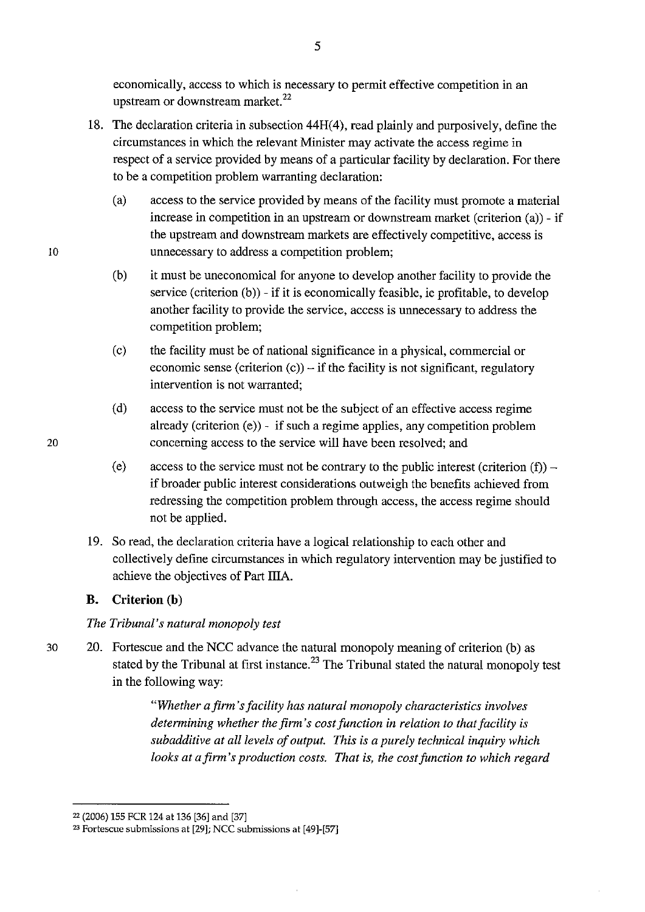economically, access to which is necessary to permit effective competition in an upstream or downstream market.[22]

18. The declaration criteria in subsection 44H(4), read plainly and purposively, define the circumstances in which the relevant Minister may activate the access regime in respect of a service provided by means of a particular facility by declaration. For there to be a competition problem warranting declaration:

    (a) access to the service provided by means of the facility must promote a material increase in competition in an upstream or downstream market (criterion (a)) - if the upstream and downstream markets are effectively competitive, access is unnecessary to address a competition problem;

    (b) it must be uneconomical for anyone to develop another facility to provide the service (criterion (b)) - if it is economically feasible, ie profitable, to develop another facility to provide the service, access is unnecessary to address the competition problem;

    (c) the facility must be of national significance in a physical, commercial or economic sense (criterion (c)) – if the facility is not significant, regulatory intervention is not warranted;

    (d) access to the service must not be the subject of an effective access regime already (criterion (e)) - if such a regime applies, any competition problem concerning access to the service will have been resolved; and

    (e) access to the service must not be contrary to the public interest (criterion (f)) – if broader public interest considerations outweigh the benefits achieved from redressing the competition problem through access, the access regime should not be applied.

19. So read, the declaration criteria have a logical relationship to each other and collectively define circumstances in which regulatory intervention may be justified to achieve the objectives of Part IIIA.

## B. Criterion (b)

*The Tribunal's natural monopoly test*

20. Fortescue and the NCC advance the natural monopoly meaning of criterion (b) as stated by the Tribunal at first instance.[23] The Tribunal stated the natural monopoly test in the following way:

    > *"Whether a firm's facility has natural monopoly characteristics involves determining whether the firm's cost function in relation to that facility is subadditive at all levels of output. This is a purely technical inquiry which looks at a firm's production costs. That is, the cost function to which regard*

---

[22] (2006) 155 FCR 124 at 136 [36] and [37]

[23] Fortescue submissions at [29]; NCC submissions at [49]-[57]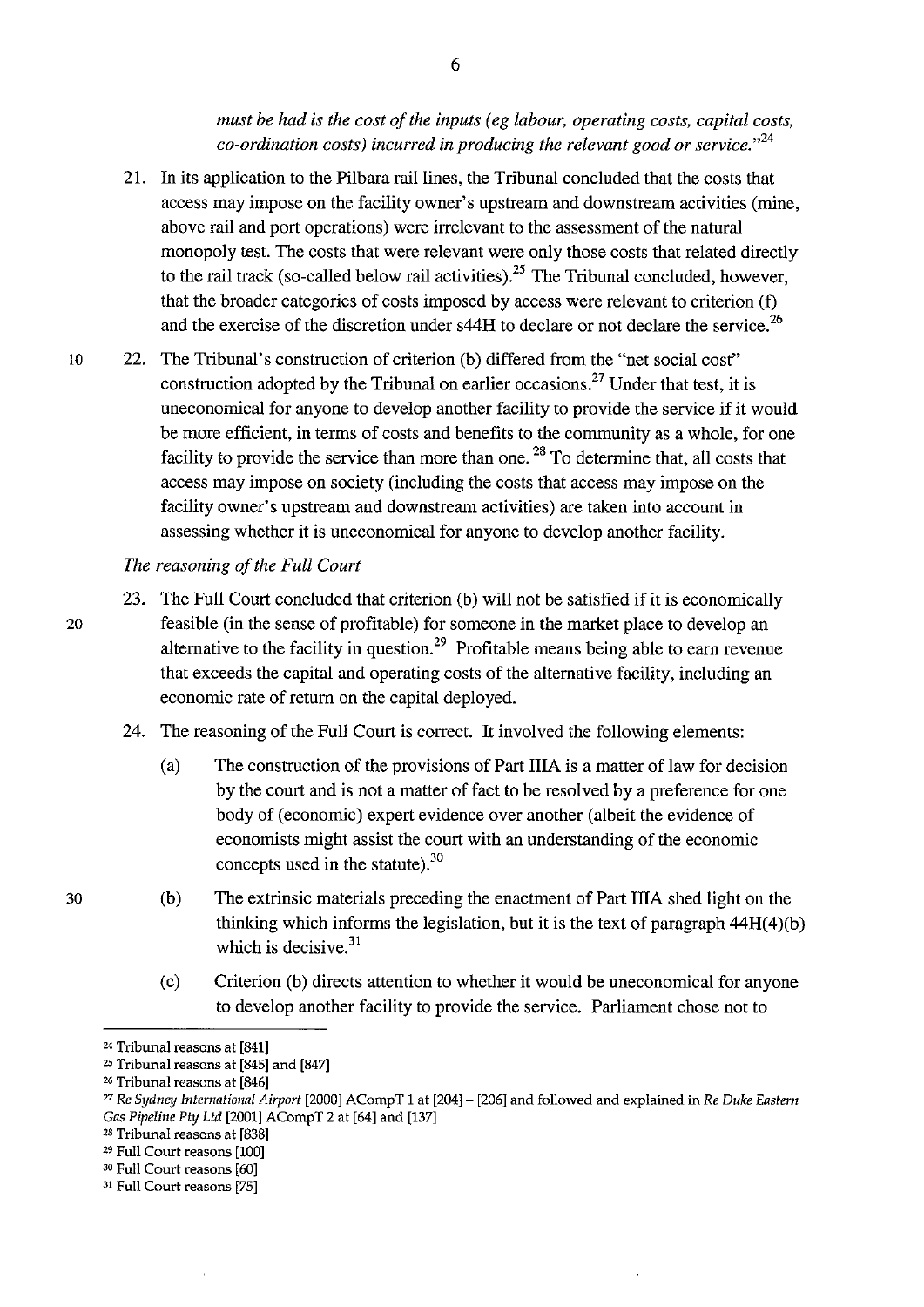*must be had is the cost of the inputs (eg labour, operating costs, capital costs, co-ordination costs) incurred in producing the relevant good or service."*[24]

21. In its application to the Pilbara rail lines, the Tribunal concluded that the costs that access may impose on the facility owner's upstream and downstream activities (mine, above rail and port operations) were irrelevant to the assessment of the natural monopoly test. The costs that were relevant were only those costs that related directly to the rail track (so-called below rail activities).[25] The Tribunal concluded, however, that the broader categories of costs imposed by access were relevant to criterion (f) and the exercise of the discretion under s44H to declare or not declare the service.[26]

22. The Tribunal's construction of criterion (b) differed from the "net social cost" construction adopted by the Tribunal on earlier occasions.[27] Under that test, it is uneconomical for anyone to develop another facility to provide the service if it would be more efficient, in terms of costs and benefits to the community as a whole, for one facility to provide the service than more than one.[28] To determine that, all costs that access may impose on society (including the costs that access may impose on the facility owner's upstream and downstream activities) are taken into account in assessing whether it is uneconomical for anyone to develop another facility.

*The reasoning of the Full Court*

23. The Full Court concluded that criterion (b) will not be satisfied if it is economically feasible (in the sense of profitable) for someone in the market place to develop an alternative to the facility in question.[29] Profitable means being able to earn revenue that exceeds the capital and operating costs of the alternative facility, including an economic rate of return on the capital deployed.

24. The reasoning of the Full Court is correct. It involved the following elements:

    (a) The construction of the provisions of Part IIIA is a matter of law for decision by the court and is not a matter of fact to be resolved by a preference for one body of (economic) expert evidence over another (albeit the evidence of economists might assist the court with an understanding of the economic concepts used in the statute).[30]

    (b) The extrinsic materials preceding the enactment of Part IIIA shed light on the thinking which informs the legislation, but it is the text of paragraph 44H(4)(b) which is decisive.[31]

    (c) Criterion (b) directs attention to whether it would be uneconomical for anyone to develop another facility to provide the service. Parliament chose not to

---

[24] Tribunal reasons at [841]

[25] Tribunal reasons at [845] and [847]

[26] Tribunal reasons at [846]

[27] *Re Sydney International Airport* [2000] ACompT 1 at [204] – [206] and followed and explained in *Re Duke Eastern Gas Pipeline Pty Ltd* [2001] ACompT 2 at [64] and [137]

[28] Tribunal reasons at [838]

[29] Full Court reasons [100]

[30] Full Court reasons [60]

[31] Full Court reasons [75]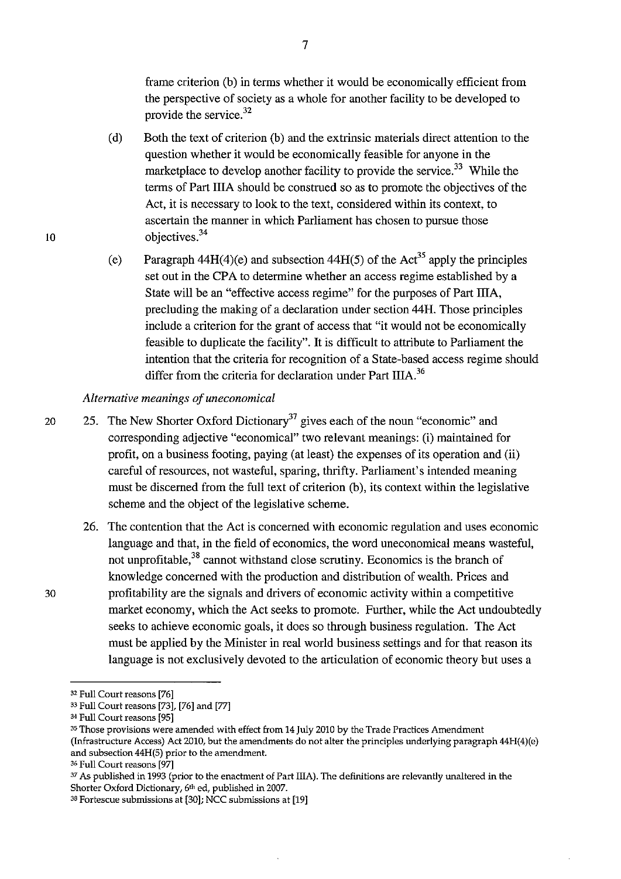frame criterion (b) in terms whether it would be economically efficient from the perspective of society as a whole for another facility to be developed to provide the service.[32]

(d) Both the text of criterion (b) and the extrinsic materials direct attention to the question whether it would be economically feasible for anyone in the marketplace to develop another facility to provide the service.[33] While the terms of Part IIIA should be construed so as to promote the objectives of the Act, it is necessary to look to the text, considered within its context, to ascertain the manner in which Parliament has chosen to pursue those objectives.[34]

(e) Paragraph 44H(4)(e) and subsection 44H(5) of the Act[35] apply the principles set out in the CPA to determine whether an access regime established by a State will be an "effective access regime" for the purposes of Part IIIA, precluding the making of a declaration under section 44H. Those principles include a criterion for the grant of access that "it would not be economically feasible to duplicate the facility". It is difficult to attribute to Parliament the intention that the criteria for recognition of a State-based access regime should differ from the criteria for declaration under Part IIIA.[36]

*Alternative meanings of uneconomical*

25. The New Shorter Oxford Dictionary[37] gives each of the noun "economic" and corresponding adjective "economical" two relevant meanings: (i) maintained for profit, on a business footing, paying (at least) the expenses of its operation and (ii) careful of resources, not wasteful, sparing, thrifty. Parliament's intended meaning must be discerned from the full text of criterion (b), its context within the legislative scheme and the object of the legislative scheme.

26. The contention that the Act is concerned with economic regulation and uses economic language and that, in the field of economics, the word uneconomical means wasteful, not unprofitable,[38] cannot withstand close scrutiny. Economics is the branch of knowledge concerned with the production and distribution of wealth. Prices and profitability are the signals and drivers of economic activity within a competitive market economy, which the Act seeks to promote. Further, while the Act undoubtedly seeks to achieve economic goals, it does so through business regulation. The Act must be applied by the Minister in real world business settings and for that reason its language is not exclusively devoted to the articulation of economic theory but uses a

---

[32] Full Court reasons [76]

[33] Full Court reasons [73], [76] and [77]

[34] Full Court reasons [95]

[35] Those provisions were amended with effect from 14 July 2010 by the Trade Practices Amendment (Infrastructure Access) Act 2010, but the amendments do not alter the principles underlying paragraph 44H(4)(e) and subsection 44H(5) prior to the amendment.

[36] Full Court reasons [97]

[37] As published in 1993 (prior to the enactment of Part IIIA). The definitions are relevantly unaltered in the Shorter Oxford Dictionary, 6th ed, published in 2007.

[38] Fortescue submissions at [30]; NCC submissions at [19]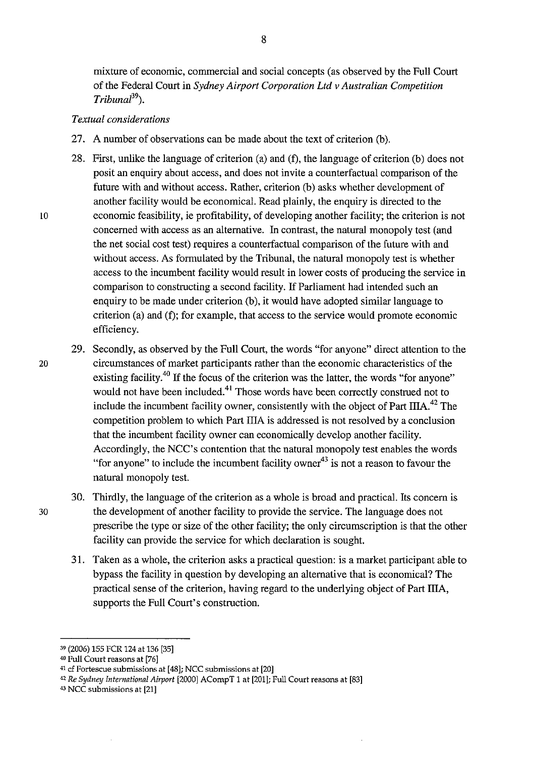mixture of economic, commercial and social concepts (as observed by the Full Court of the Federal Court in *Sydney Airport Corporation Ltd v Australian Competition Tribunal*[39]).

*Textual considerations*

27. A number of observations can be made about the text of criterion (b).

28. First, unlike the language of criterion (a) and (f), the language of criterion (b) does not posit an enquiry about access, and does not invite a counterfactual comparison of the future with and without access. Rather, criterion (b) asks whether development of another facility would be economical. Read plainly, the enquiry is directed to the economic feasibility, ie profitability, of developing another facility; the criterion is not concerned with access as an alternative. In contrast, the natural monopoly test (and the net social cost test) requires a counterfactual comparison of the future with and without access. As formulated by the Tribunal, the natural monopoly test is whether access to the incumbent facility would result in lower costs of producing the service in comparison to constructing a second facility. If Parliament had intended such an enquiry to be made under criterion (b), it would have adopted similar language to criterion (a) and (f); for example, that access to the service would promote economic efficiency.

29. Secondly, as observed by the Full Court, the words "for anyone" direct attention to the circumstances of market participants rather than the economic characteristics of the existing facility.[40] If the focus of the criterion was the latter, the words "for anyone" would not have been included.[41] Those words have been correctly construed not to include the incumbent facility owner, consistently with the object of Part IIIA.[42] The competition problem to which Part IIIA is addressed is not resolved by a conclusion that the incumbent facility owner can economically develop another facility. Accordingly, the NCC's contention that the natural monopoly test enables the words "for anyone" to include the incumbent facility owner[43] is not a reason to favour the natural monopoly test.

30. Thirdly, the language of the criterion as a whole is broad and practical. Its concern is the development of another facility to provide the service. The language does not prescribe the type or size of the other facility; the only circumscription is that the other facility can provide the service for which declaration is sought.

31. Taken as a whole, the criterion asks a practical question: is a market participant able to bypass the facility in question by developing an alternative that is economical? The practical sense of the criterion, having regard to the underlying object of Part IIIA, supports the Full Court's construction.

---

[39] (2006) 155 FCR 124 at 136 [35]

[40] Full Court reasons at [76]

[41] cf Fortescue submissions at [48]; NCC submissions at [20]

[42] *Re Sydney International Airport* [2000] ACompT 1 at [201]; Full Court reasons at [83]

[43] NCC submissions at [21]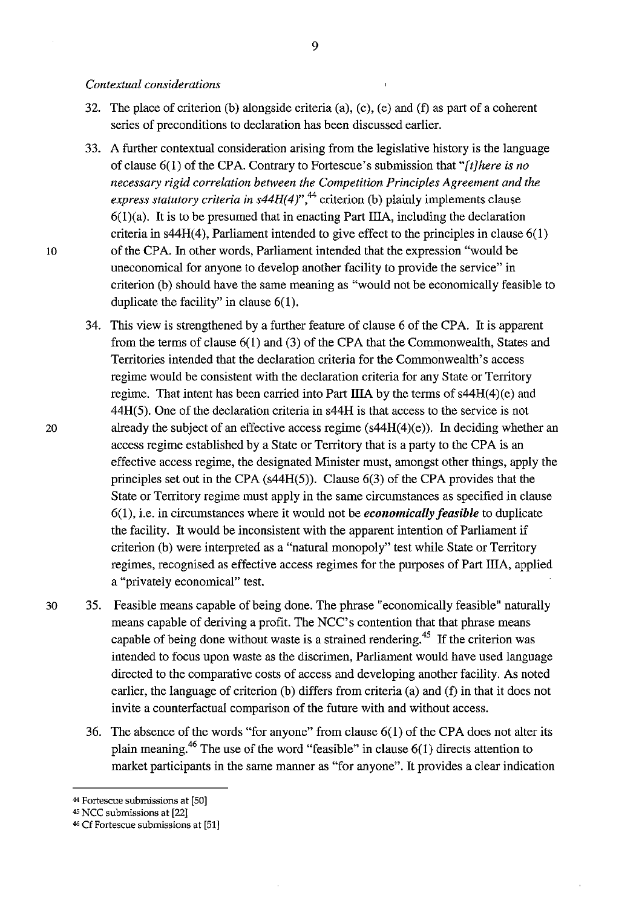*Contextual considerations*

32. The place of criterion (b) alongside criteria (a), (c), (e) and (f) as part of a coherent series of preconditions to declaration has been discussed earlier.

33. A further contextual consideration arising from the legislative history is the language of clause 6(1) of the CPA. Contrary to Fortescue's submission that *"[t]here is no necessary rigid correlation between the Competition Principles Agreement and the express statutory criteria in s44H(4)"*,[44] criterion (b) plainly implements clause 6(1)(a). It is to be presumed that in enacting Part IIIA, including the declaration criteria in s44H(4), Parliament intended to give effect to the principles in clause 6(1) of the CPA. In other words, Parliament intended that the expression "would be uneconomical for anyone to develop another facility to provide the service" in criterion (b) should have the same meaning as "would not be economically feasible to duplicate the facility" in clause 6(1).

34. This view is strengthened by a further feature of clause 6 of the CPA. It is apparent from the terms of clause 6(1) and (3) of the CPA that the Commonwealth, States and Territories intended that the declaration criteria for the Commonwealth's access regime would be consistent with the declaration criteria for any State or Territory regime. That intent has been carried into Part IIIA by the terms of s44H(4)(e) and 44H(5). One of the declaration criteria in s44H is that access to the service is not already the subject of an effective access regime (s44H(4)(e)). In deciding whether an access regime established by a State or Territory that is a party to the CPA is an effective access regime, the designated Minister must, amongst other things, apply the principles set out in the CPA (s44H(5)). Clause 6(3) of the CPA provides that the State or Territory regime must apply in the same circumstances as specified in clause 6(1), i.e. in circumstances where it would not be ***economically feasible*** to duplicate the facility. It would be inconsistent with the apparent intention of Parliament if criterion (b) were interpreted as a "natural monopoly" test while State or Territory regimes, recognised as effective access regimes for the purposes of Part IIIA, applied a "privately economical" test.

35. Feasible means capable of being done. The phrase "economically feasible" naturally means capable of deriving a profit. The NCC's contention that that phrase means capable of being done without waste is a strained rendering.[45] If the criterion was intended to focus upon waste as the discrimen, Parliament would have used language directed to the comparative costs of access and developing another facility. As noted earlier, the language of criterion (b) differs from criteria (a) and (f) in that it does not invite a counterfactual comparison of the future with and without access.

36. The absence of the words "for anyone" from clause 6(1) of the CPA does not alter its plain meaning.[46] The use of the word "feasible" in clause 6(1) directs attention to market participants in the same manner as "for anyone". It provides a clear indication

---

[44] Fortescue submissions at [50]

[45] NCC submissions at [22]

[46] Cf Fortescue submissions at [51]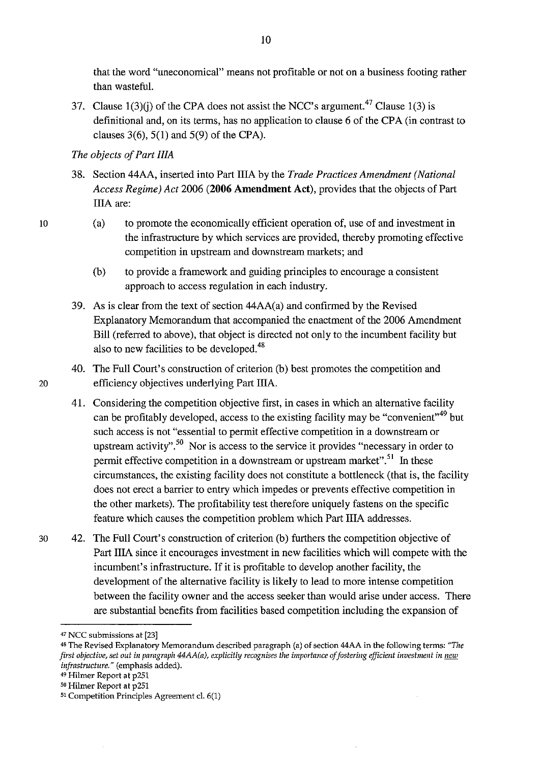that the word "uneconomical" means not profitable or not on a business footing rather than wasteful.

37. Clause 1(3)(j) of the CPA does not assist the NCC's argument.[47] Clause 1(3) is definitional and, on its terms, has no application to clause 6 of the CPA (in contrast to clauses 3(6), 5(1) and 5(9) of the CPA).

*The objects of Part IIIA*

38. Section 44AA, inserted into Part IIIA by the *Trade Practices Amendment (National Access Regime) Act* 2006 (**2006 Amendment Act**), provides that the objects of Part IIIA are:

    (a) to promote the economically efficient operation of, use of and investment in the infrastructure by which services are provided, thereby promoting effective competition in upstream and downstream markets; and

    (b) to provide a framework and guiding principles to encourage a consistent approach to access regulation in each industry.

39. As is clear from the text of section 44AA(a) and confirmed by the Revised Explanatory Memorandum that accompanied the enactment of the 2006 Amendment Bill (referred to above), that object is directed not only to the incumbent facility but also to new facilities to be developed.[48]

40. The Full Court's construction of criterion (b) best promotes the competition and efficiency objectives underlying Part IIIA.

41. Considering the competition objective first, in cases in which an alternative facility can be profitably developed, access to the existing facility may be "convenient"[49] but such access is not "essential to permit effective competition in a downstream or upstream activity".[50] Nor is access to the service it provides "necessary in order to permit effective competition in a downstream or upstream market".[51] In these circumstances, the existing facility does not constitute a bottleneck (that is, the facility does not erect a barrier to entry which impedes or prevents effective competition in the other markets). The profitability test therefore uniquely fastens on the specific feature which causes the competition problem which Part IIIA addresses.

42. The Full Court's construction of criterion (b) furthers the competition objective of Part IIIA since it encourages investment in new facilities which will compete with the incumbent's infrastructure. If it is profitable to develop another facility, the development of the alternative facility is likely to lead to more intense competition between the facility owner and the access seeker than would arise under access. There are substantial benefits from facilities based competition including the expansion of

---

[47] NCC submissions at [23]

[48] The Revised Explanatory Memorandum described paragraph (a) of section 44AA in the following terms: *"The first objective, set out in paragraph 44AA(a), explicitly recognises the importance of fostering efficient investment in new infrastructure."* (emphasis added).

[49] Hilmer Report at p251

[50] Hilmer Report at p251

[51] Competition Principles Agreement cl. 6(1)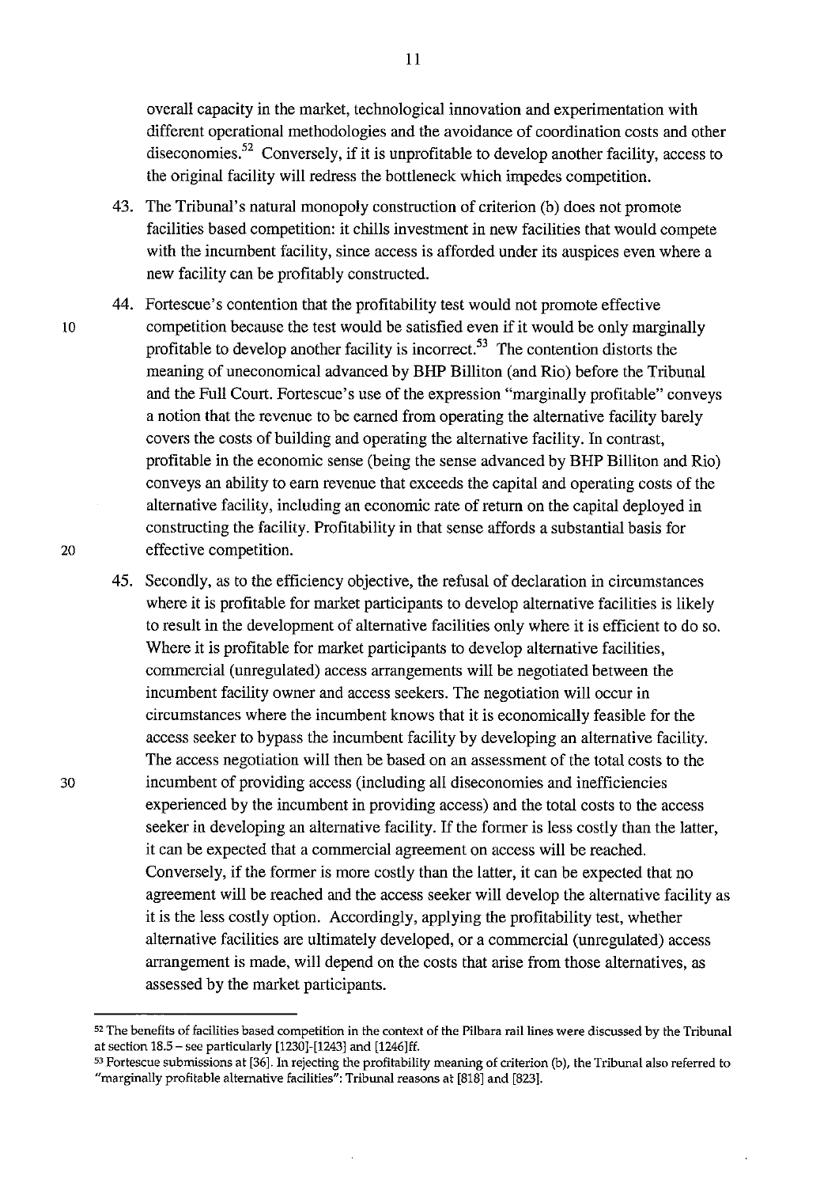overall capacity in the market, technological innovation and experimentation with different operational methodologies and the avoidance of coordination costs and other diseconomies.[52] Conversely, if it is unprofitable to develop another facility, access to the original facility will redress the bottleneck which impedes competition.

43. The Tribunal's natural monopoly construction of criterion (b) does not promote facilities based competition: it chills investment in new facilities that would compete with the incumbent facility, since access is afforded under its auspices even where a new facility can be profitably constructed.

44. Fortescue's contention that the profitability test would not promote effective competition because the test would be satisfied even if it would be only marginally profitable to develop another facility is incorrect.[53] The contention distorts the meaning of uneconomical advanced by BHP Billiton (and Rio) before the Tribunal and the Full Court. Fortescue's use of the expression "marginally profitable" conveys a notion that the revenue to be earned from operating the alternative facility barely covers the costs of building and operating the alternative facility. In contrast, profitable in the economic sense (being the sense advanced by BHP Billiton and Rio) conveys an ability to earn revenue that exceeds the capital and operating costs of the alternative facility, including an economic rate of return on the capital deployed in constructing the facility. Profitability in that sense affords a substantial basis for effective competition.

45. Secondly, as to the efficiency objective, the refusal of declaration in circumstances where it is profitable for market participants to develop alternative facilities is likely to result in the development of alternative facilities only where it is efficient to do so. Where it is profitable for market participants to develop alternative facilities, commercial (unregulated) access arrangements will be negotiated between the incumbent facility owner and access seekers. The negotiation will occur in circumstances where the incumbent knows that it is economically feasible for the access seeker to bypass the incumbent facility by developing an alternative facility. The access negotiation will then be based on an assessment of the total costs to the incumbent of providing access (including all diseconomies and inefficiencies experienced by the incumbent in providing access) and the total costs to the access seeker in developing an alternative facility. If the former is less costly than the latter, it can be expected that a commercial agreement on access will be reached. Conversely, if the former is more costly than the latter, it can be expected that no agreement will be reached and the access seeker will develop the alternative facility as it is the less costly option. Accordingly, applying the profitability test, whether alternative facilities are ultimately developed, or a commercial (unregulated) access arrangement is made, will depend on the costs that arise from those alternatives, as assessed by the market participants.

---

[52] The benefits of facilities based competition in the context of the Pilbara rail lines were discussed by the Tribunal at section 18.5 – see particularly [1230]-[1243] and [1246]ff.

[53] Fortescue submissions at [36]. In rejecting the profitability meaning of criterion (b), the Tribunal also referred to "marginally profitable alternative facilities": Tribunal reasons at [818] and [823].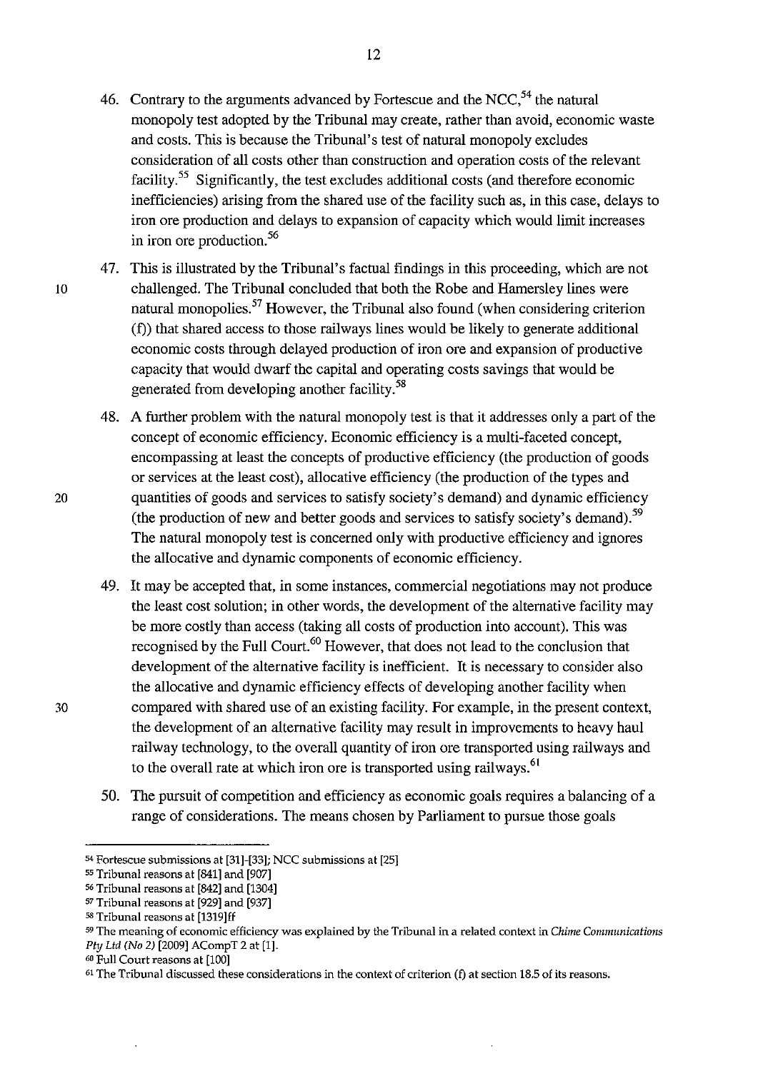46. Contrary to the arguments advanced by Fortescue and the NCC,[54] the natural monopoly test adopted by the Tribunal may create, rather than avoid, economic waste and costs. This is because the Tribunal's test of natural monopoly excludes consideration of all costs other than construction and operation costs of the relevant facility.[55] Significantly, the test excludes additional costs (and therefore economic inefficiencies) arising from the shared use of the facility such as, in this case, delays to iron ore production and delays to expansion of capacity which would limit increases in iron ore production.[56]

47. This is illustrated by the Tribunal's factual findings in this proceeding, which are not challenged. The Tribunal concluded that both the Robe and Hamersley lines were natural monopolies.[57] However, the Tribunal also found (when considering criterion (f)) that shared access to those railways lines would be likely to generate additional economic costs through delayed production of iron ore and expansion of productive capacity that would dwarf the capital and operating costs savings that would be generated from developing another facility.[58]

48. A further problem with the natural monopoly test is that it addresses only a part of the concept of economic efficiency. Economic efficiency is a multi-faceted concept, encompassing at least the concepts of productive efficiency (the production of goods or services at the least cost), allocative efficiency (the production of the types and quantities of goods and services to satisfy society's demand) and dynamic efficiency (the production of new and better goods and services to satisfy society's demand).[59] The natural monopoly test is concerned only with productive efficiency and ignores the allocative and dynamic components of economic efficiency.

49. It may be accepted that, in some instances, commercial negotiations may not produce the least cost solution; in other words, the development of the alternative facility may be more costly than access (taking all costs of production into account). This was recognised by the Full Court.[60] However, that does not lead to the conclusion that development of the alternative facility is inefficient. It is necessary to consider also the allocative and dynamic efficiency effects of developing another facility when compared with shared use of an existing facility. For example, in the present context, the development of an alternative facility may result in improvements to heavy haul railway technology, to the overall quantity of iron ore transported using railways and to the overall rate at which iron ore is transported using railways.[61]

50. The pursuit of competition and efficiency as economic goals requires a balancing of a range of considerations. The means chosen by Parliament to pursue those goals

---

[54] Fortescue submissions at [31]-[33]; NCC submissions at [25]

[55] Tribunal reasons at [841] and [907]

[56] Tribunal reasons at [842] and [1304]

[57] Tribunal reasons at [929] and [937]

[58] Tribunal reasons at [1319]ff

[59] The meaning of economic efficiency was explained by the Tribunal in a related context in *Chime Communications Pty Ltd (No 2)* [2009] ACompT 2 at [1].

[60] Full Court reasons at [100]

[61] The Tribunal discussed these considerations in the context of criterion (f) at section 18.5 of its reasons.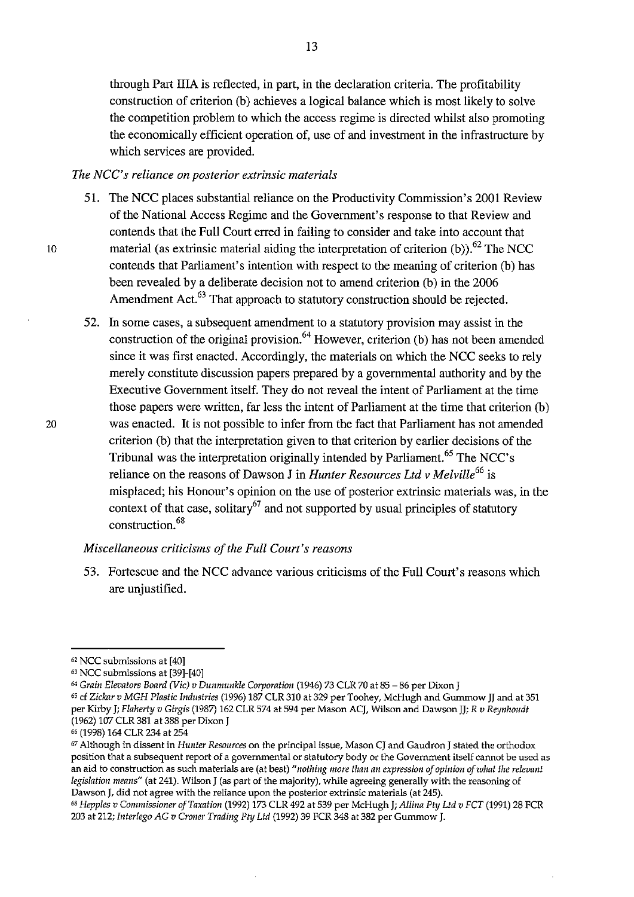through Part IIIA is reflected, in part, in the declaration criteria. The profitability construction of criterion (b) achieves a logical balance which is most likely to solve the competition problem to which the access regime is directed whilst also promoting the economically efficient operation of, use of and investment in the infrastructure by which services are provided.

*The NCC's reliance on posterior extrinsic materials*

51. The NCC places substantial reliance on the Productivity Commission's 2001 Review of the National Access Regime and the Government's response to that Review and contends that the Full Court erred in failing to consider and take into account that material (as extrinsic material aiding the interpretation of criterion (b)).[62] The NCC contends that Parliament's intention with respect to the meaning of criterion (b) has been revealed by a deliberate decision not to amend criterion (b) in the 2006 Amendment Act.[63] That approach to statutory construction should be rejected.

52. In some cases, a subsequent amendment to a statutory provision may assist in the construction of the original provision.[64] However, criterion (b) has not been amended since it was first enacted. Accordingly, the materials on which the NCC seeks to rely merely constitute discussion papers prepared by a governmental authority and by the Executive Government itself. They do not reveal the intent of Parliament at the time those papers were written, far less the intent of Parliament at the time that criterion (b) was enacted. It is not possible to infer from the fact that Parliament has not amended criterion (b) that the interpretation given to that criterion by earlier decisions of the Tribunal was the interpretation originally intended by Parliament.[65] The NCC's reliance on the reasons of Dawson J in *Hunter Resources Ltd v Melville*[66] is misplaced; his Honour's opinion on the use of posterior extrinsic materials was, in the context of that case, solitary[67] and not supported by usual principles of statutory construction.[68]

*Miscellaneous criticisms of the Full Court's reasons*

53. Fortescue and the NCC advance various criticisms of the Full Court's reasons which are unjustified.

---

[62] NCC submissions at [40]

[63] NCC submissions at [39]-[40]

[64] *Grain Elevators Board (Vic) v Dunmunkle Corporation* (1946) 73 CLR 70 at 85 – 86 per Dixon J

[65] cf *Zickar v MGH Plastic Industries* (1996) 187 CLR 310 at 329 per Toohey, McHugh and Gummow JJ and at 351 per Kirby J; *Flaherty v Girgis* (1987) 162 CLR 574 at 594 per Mason ACJ, Wilson and Dawson JJ; *R v Reynhoudt* (1962) 107 CLR 381 at 388 per Dixon J

[66] (1998) 164 CLR 234 at 254

[67] Although in dissent in *Hunter Resources* on the principal issue, Mason CJ and Gaudron J stated the orthodox position that a subsequent report of a governmental or statutory body or the Government itself cannot be used as an aid to construction as such materials are (at best) "*nothing more than an expression of opinion of what the relevant legislation means*" (at 241). Wilson J (as part of the majority), while agreeing generally with the reasoning of Dawson J, did not agree with the reliance upon the posterior extrinsic materials (at 245).

[68] *Hepples v Commissioner of Taxation* (1992) 173 CLR 492 at 539 per McHugh J; *Allina Pty Ltd v FCT* (1991) 28 FCR 203 at 212; *Interlego AG v Croner Trading Pty Ltd* (1992) 39 FCR 348 at 382 per Gummow J.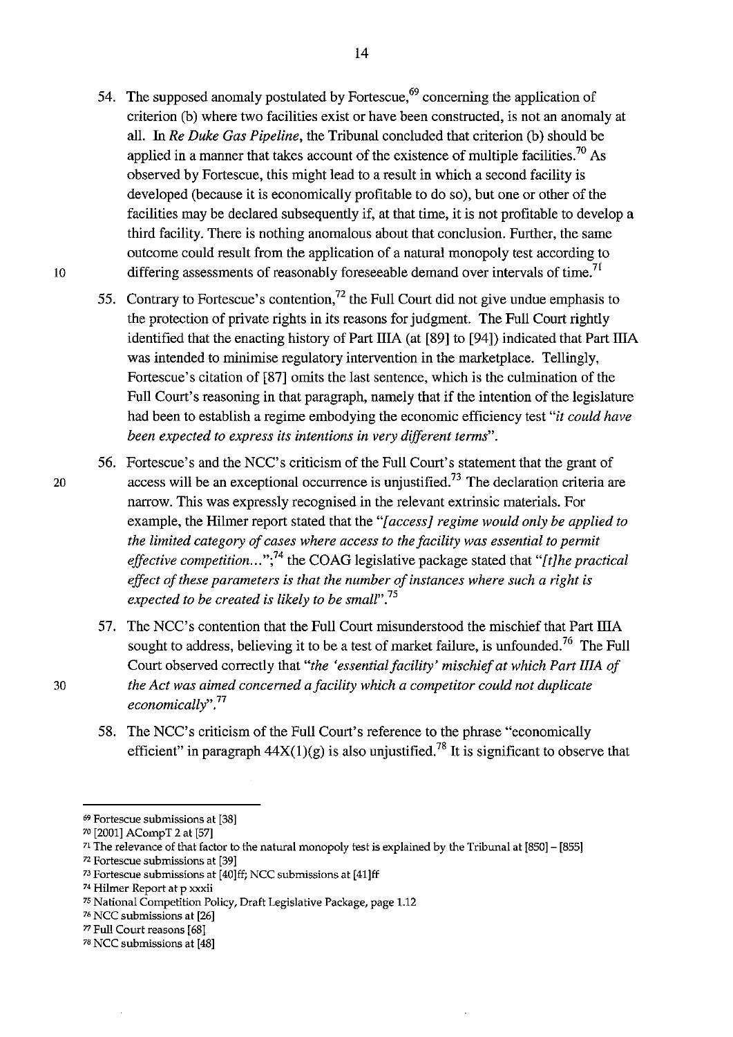54. The supposed anomaly postulated by Fortescue,[69] concerning the application of criterion (b) where two facilities exist or have been constructed, is not an anomaly at all. In *Re Duke Gas Pipeline*, the Tribunal concluded that criterion (b) should be applied in a manner that takes account of the existence of multiple facilities.[70] As observed by Fortescue, this might lead to a result in which a second facility is developed (because it is economically profitable to do so), but one or other of the facilities may be declared subsequently if, at that time, it is not profitable to develop a third facility. There is nothing anomalous about that conclusion. Further, the same outcome could result from the application of a natural monopoly test according to differing assessments of reasonably foreseeable demand over intervals of time.[71]

55. Contrary to Fortescue's contention,[72] the Full Court did not give undue emphasis to the protection of private rights in its reasons for judgment. The Full Court rightly identified that the enacting history of Part IIIA (at [89] to [94]) indicated that Part IIIA was intended to minimise regulatory intervention in the marketplace. Tellingly, Fortescue's citation of [87] omits the last sentence, which is the culmination of the Full Court's reasoning in that paragraph, namely that if the intention of the legislature had been to establish a regime embodying the economic efficiency test *"it could have been expected to express its intentions in very different terms"*.

56. Fortescue's and the NCC's criticism of the Full Court's statement that the grant of access will be an exceptional occurrence is unjustified.[73] The declaration criteria are narrow. This was expressly recognised in the relevant extrinsic materials. For example, the Hilmer report stated that the *"[access] regime would only be applied to the limited category of cases where access to the facility was essential to permit effective competition..."*;[74] the COAG legislative package stated that *"[t]he practical effect of these parameters is that the number of instances where such a right is expected to be created is likely to be small"*.[75]

57. The NCC's contention that the Full Court misunderstood the mischief that Part IIIA sought to address, believing it to be a test of market failure, is unfounded.[76] The Full Court observed correctly that *"the 'essential facility' mischief at which Part IIIA of the Act was aimed concerned a facility which a competitor could not duplicate economically"*.[77]

58. The NCC's criticism of the Full Court's reference to the phrase "economically efficient" in paragraph 44X(1)(g) is also unjustified.[78] It is significant to observe that

---

[69] Fortescue submissions at [38]

[70] [2001] ACompT 2 at [57]

[71] The relevance of that factor to the natural monopoly test is explained by the Tribunal at [850] – [855]

[72] Fortescue submissions at [39]

[73] Fortescue submissions at [40]ff; NCC submissions at [41]ff

[74] Hilmer Report at p xxxii

[75] National Competition Policy, Draft Legislative Package, page 1.12

[76] NCC submissions at [26]

[77] Full Court reasons [68]

[78] NCC submissions at [48]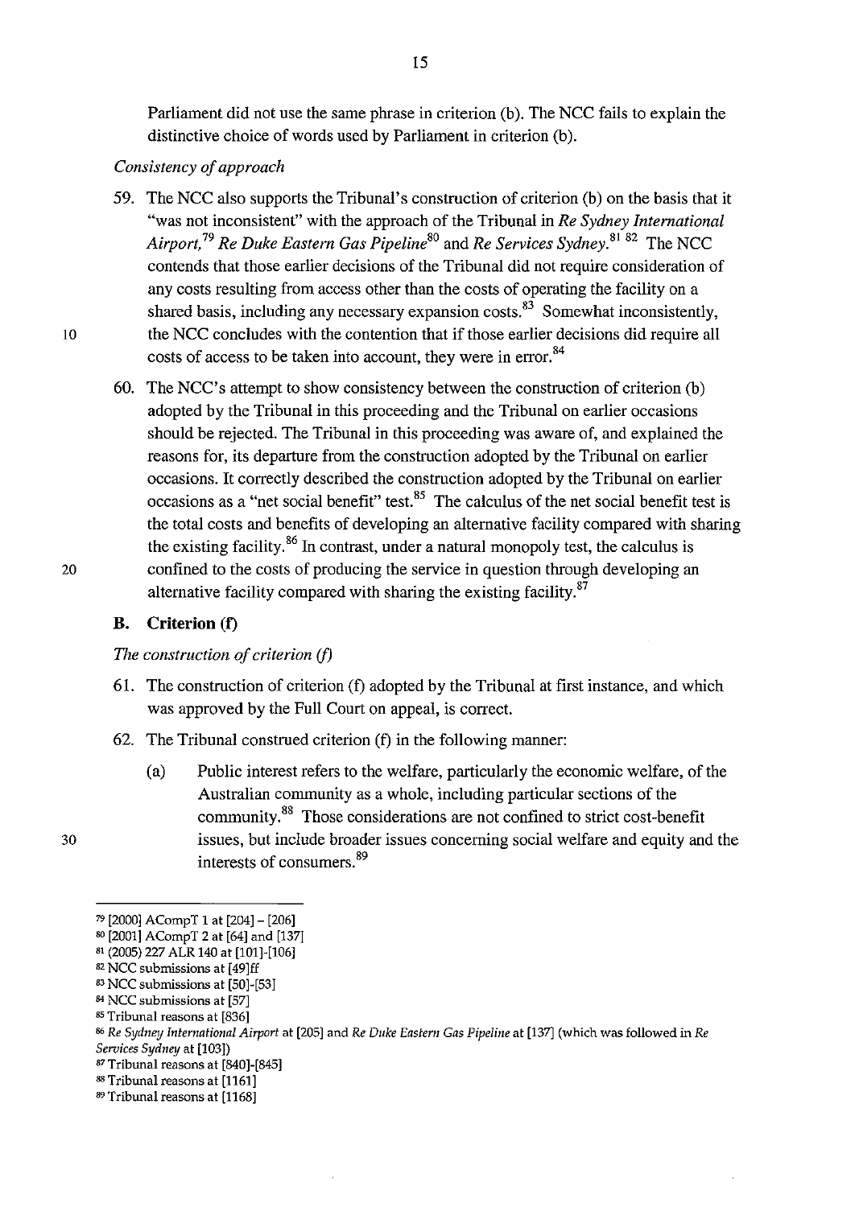Parliament did not use the same phrase in criterion (b). The NCC fails to explain the distinctive choice of words used by Parliament in criterion (b).

*Consistency of approach*

59. The NCC also supports the Tribunal's construction of criterion (b) on the basis that it "was not inconsistent" with the approach of the Tribunal in *Re Sydney International Airport,*[79] *Re Duke Eastern Gas Pipeline*[80] and *Re Services Sydney.*[81] [82] The NCC contends that those earlier decisions of the Tribunal did not require consideration of any costs resulting from access other than the costs of operating the facility on a shared basis, including any necessary expansion costs.[83] Somewhat inconsistently, the NCC concludes with the contention that if those earlier decisions did require all costs of access to be taken into account, they were in error.[84]

60. The NCC's attempt to show consistency between the construction of criterion (b) adopted by the Tribunal in this proceeding and the Tribunal on earlier occasions should be rejected. The Tribunal in this proceeding was aware of, and explained the reasons for, its departure from the construction adopted by the Tribunal on earlier occasions. It correctly described the construction adopted by the Tribunal on earlier occasions as a "net social benefit" test.[85] The calculus of the net social benefit test is the total costs and benefits of developing an alternative facility compared with sharing the existing facility.[86] In contrast, under a natural monopoly test, the calculus is confined to the costs of producing the service in question through developing an alternative facility compared with sharing the existing facility.[87]

## B. Criterion (f)

*The construction of criterion (f)*

61. The construction of criterion (f) adopted by the Tribunal at first instance, and which was approved by the Full Court on appeal, is correct.

62. The Tribunal construed criterion (f) in the following manner:

    (a) Public interest refers to the welfare, particularly the economic welfare, of the Australian community as a whole, including particular sections of the community.[88] Those considerations are not confined to strict cost-benefit issues, but include broader issues concerning social welfare and equity and the interests of consumers.[89]

---

[79] [2000] ACompT 1 at [204] – [206]
[80] [2001] ACompT 2 at [64] and [137]
[81] (2005) 227 ALR 140 at [101]-[106]
[82] NCC submissions at [49]ff
[83] NCC submissions at [50]-[53]
[84] NCC submissions at [57]
[85] Tribunal reasons at [836]
[86] *Re Sydney International Airport* at [205] and *Re Duke Eastern Gas Pipeline* at [137] (which was followed in *Re Services Sydney* at [103])
[87] Tribunal reasons at [840]-[845]
[88] Tribunal reasons at [1161]
[89] Tribunal reasons at [1168]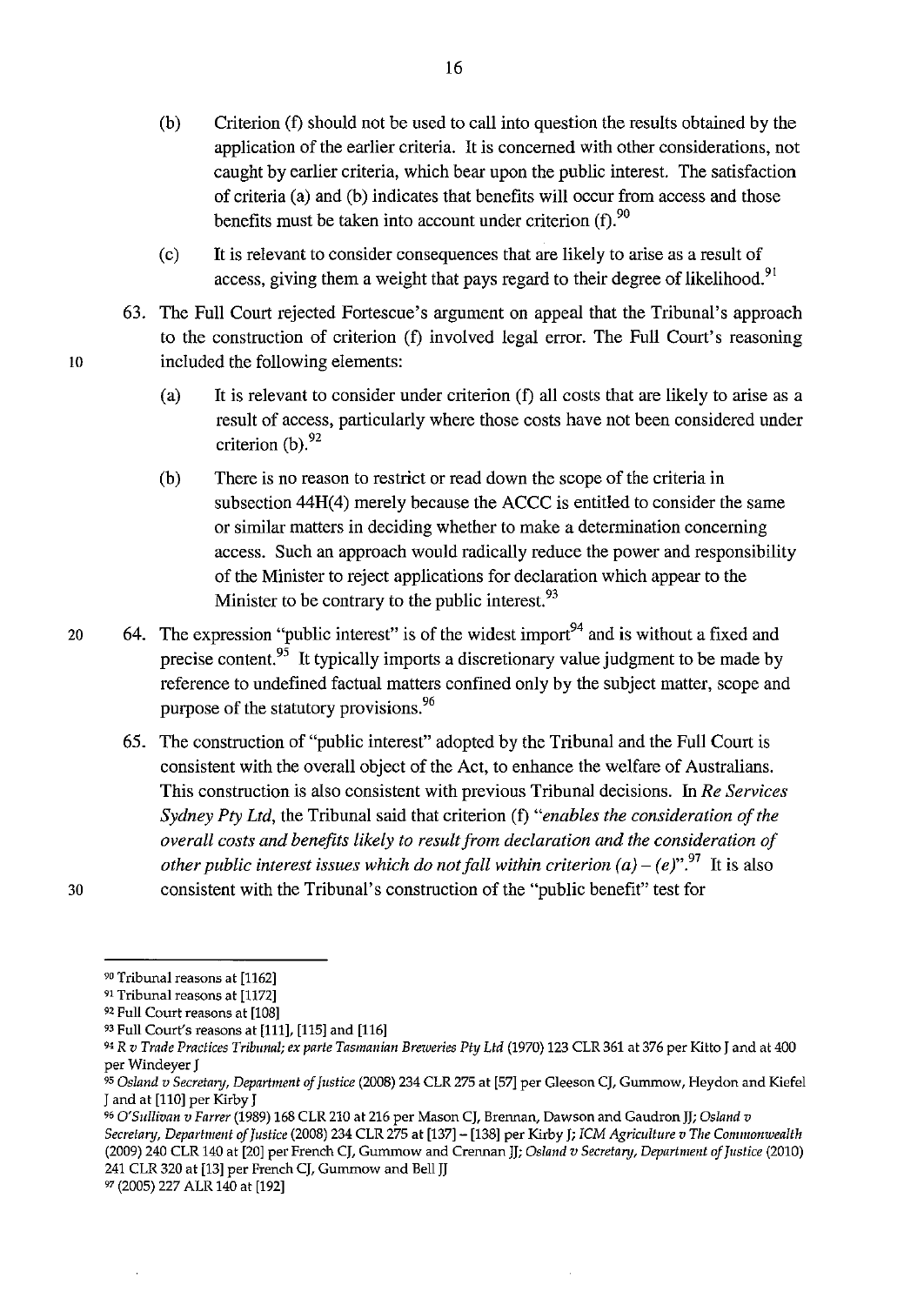(b) Criterion (f) should not be used to call into question the results obtained by the application of the earlier criteria. It is concerned with other considerations, not caught by earlier criteria, which bear upon the public interest. The satisfaction of criteria (a) and (b) indicates that benefits will occur from access and those benefits must be taken into account under criterion (f).[90]

(c) It is relevant to consider consequences that are likely to arise as a result of access, giving them a weight that pays regard to their degree of likelihood.[91]

63. The Full Court rejected Fortescue's argument on appeal that the Tribunal's approach to the construction of criterion (f) involved legal error. The Full Court's reasoning included the following elements:

(a) It is relevant to consider under criterion (f) all costs that are likely to arise as a result of access, particularly where those costs have not been considered under criterion (b).[92]

(b) There is no reason to restrict or read down the scope of the criteria in subsection 44H(4) merely because the ACCC is entitled to consider the same or similar matters in deciding whether to make a determination concerning access. Such an approach would radically reduce the power and responsibility of the Minister to reject applications for declaration which appear to the Minister to be contrary to the public interest.[93]

64. The expression "public interest" is of the widest import[94] and is without a fixed and precise content.[95] It typically imports a discretionary value judgment to be made by reference to undefined factual matters confined only by the subject matter, scope and purpose of the statutory provisions.[96]

65. The construction of "public interest" adopted by the Tribunal and the Full Court is consistent with the overall object of the Act, to enhance the welfare of Australians. This construction is also consistent with previous Tribunal decisions. In *Re Services Sydney Pty Ltd*, the Tribunal said that criterion (f) *"enables the consideration of the overall costs and benefits likely to result from declaration and the consideration of other public interest issues which do not fall within criterion (a) – (e)"*.[97] It is also consistent with the Tribunal's construction of the "public benefit" test for

---

[90] Tribunal reasons at [1162]

[91] Tribunal reasons at [1172]

[92] Full Court reasons at [108]

[93] Full Court's reasons at [111], [115] and [116]

[94] *R v Trade Practices Tribunal; ex parte Tasmanian Breweries Pty Ltd* (1970) 123 CLR 361 at 376 per Kitto J and at 400 per Windeyer J

[95] *Osland v Secretary, Department of Justice* (2008) 234 CLR 275 at [57] per Gleeson CJ, Gummow, Heydon and Kiefel J and at [110] per Kirby J

[96] *O'Sullivan v Farrer* (1989) 168 CLR 210 at 216 per Mason CJ, Brennan, Dawson and Gaudron JJ; *Osland v Secretary, Department of Justice* (2008) 234 CLR 275 at [137] – [138] per Kirby J; *ICM Agriculture v The Commonwealth* (2009) 240 CLR 140 at [20] per French CJ, Gummow and Crennan JJ; *Osland v Secretary, Department of Justice* (2010) 241 CLR 320 at [13] per French CJ, Gummow and Bell JJ

[97] (2005) 227 ALR 140 at [192]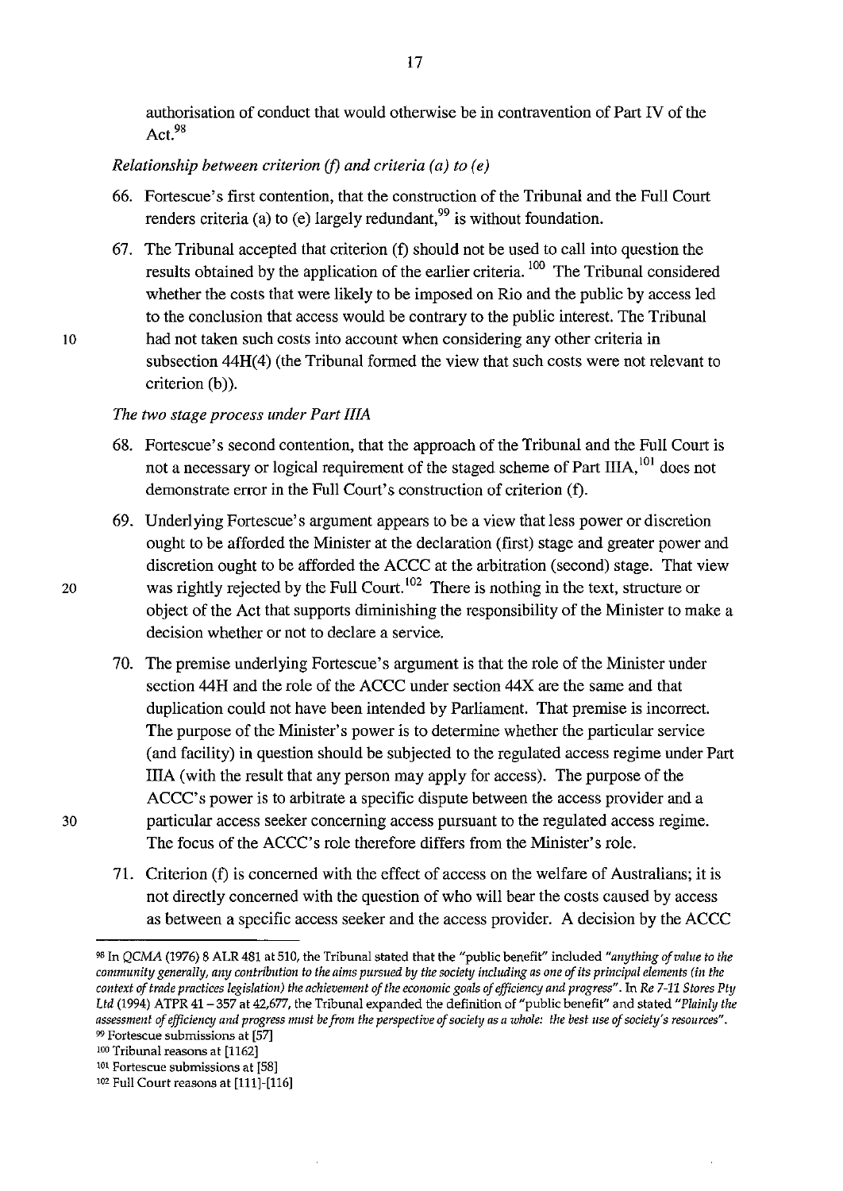authorisation of conduct that would otherwise be in contravention of Part IV of the Act.[98]

*Relationship between criterion (f) and criteria (a) to (e)*

66. Fortescue's first contention, that the construction of the Tribunal and the Full Court renders criteria (a) to (e) largely redundant,[99] is without foundation.

67. The Tribunal accepted that criterion (f) should not be used to call into question the results obtained by the application of the earlier criteria.[100] The Tribunal considered whether the costs that were likely to be imposed on Rio and the public by access led to the conclusion that access would be contrary to the public interest. The Tribunal had not taken such costs into account when considering any other criteria in subsection 44H(4) (the Tribunal formed the view that such costs were not relevant to criterion (b)).

*The two stage process under Part IIIA*

68. Fortescue's second contention, that the approach of the Tribunal and the Full Court is not a necessary or logical requirement of the staged scheme of Part IIIA,[101] does not demonstrate error in the Full Court's construction of criterion (f).

69. Underlying Fortescue's argument appears to be a view that less power or discretion ought to be afforded the Minister at the declaration (first) stage and greater power and discretion ought to be afforded the ACCC at the arbitration (second) stage. That view was rightly rejected by the Full Court.[102] There is nothing in the text, structure or object of the Act that supports diminishing the responsibility of the Minister to make a decision whether or not to declare a service.

70. The premise underlying Fortescue's argument is that the role of the Minister under section 44H and the role of the ACCC under section 44X are the same and that duplication could not have been intended by Parliament. That premise is incorrect. The purpose of the Minister's power is to determine whether the particular service (and facility) in question should be subjected to the regulated access regime under Part IIIA (with the result that any person may apply for access). The purpose of the ACCC's power is to arbitrate a specific dispute between the access provider and a particular access seeker concerning access pursuant to the regulated access regime. The focus of the ACCC's role therefore differs from the Minister's role.

71. Criterion (f) is concerned with the effect of access on the welfare of Australians; it is not directly concerned with the question of who will bear the costs caused by access as between a specific access seeker and the access provider. A decision by the ACCC

---

[98] In *QCMA* (1976) 8 ALR 481 at 510, the Tribunal stated that the "public benefit" included *"anything of value to the community generally, any contribution to the aims pursued by the society including as one of its principal elements (in the context of trade practices legislation) the achievement of the economic goals of efficiency and progress"*. In *Re 7-11 Stores Pty Ltd* (1994) ATPR 41 – 357 at 42,677, the Tribunal expanded the definition of "public benefit" and stated *"Plainly the assessment of efficiency and progress must be from the perspective of society as a whole: the best use of society's resources"*.

[99] Fortescue submissions at [57]

[100] Tribunal reasons at [1162]

[101] Fortescue submissions at [58]

[102] Full Court reasons at [111]-[116]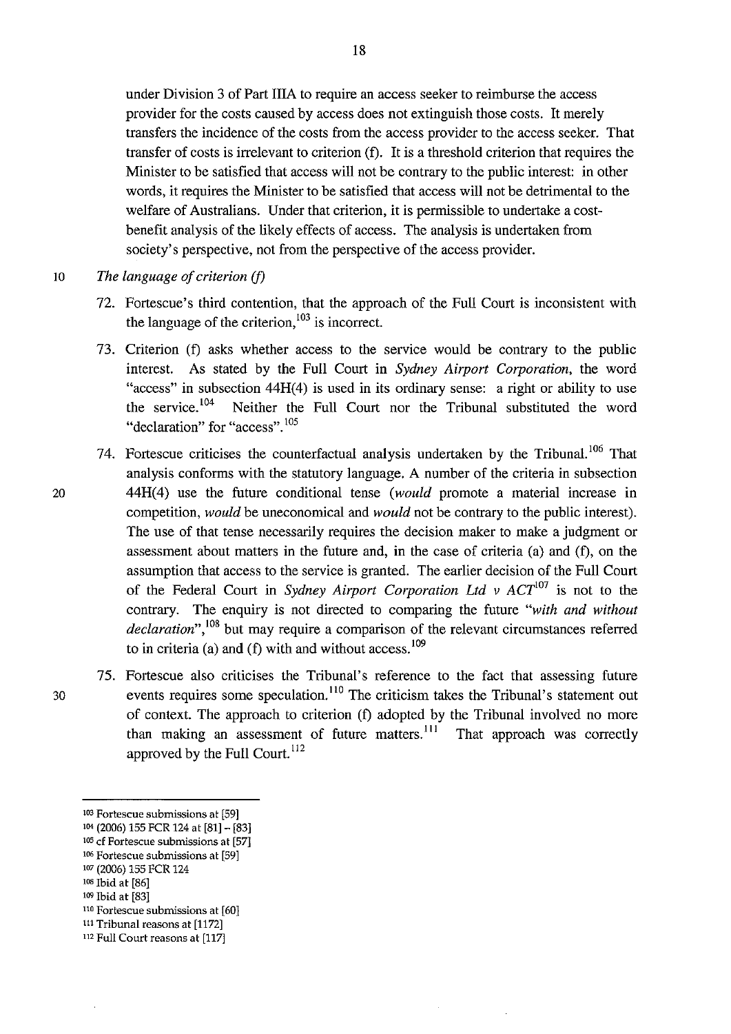under Division 3 of Part IIIA to require an access seeker to reimburse the access provider for the costs caused by access does not extinguish those costs. It merely transfers the incidence of the costs from the access provider to the access seeker. That transfer of costs is irrelevant to criterion (f). It is a threshold criterion that requires the Minister to be satisfied that access will not be contrary to the public interest: in other words, it requires the Minister to be satisfied that access will not be detrimental to the welfare of Australians. Under that criterion, it is permissible to undertake a cost-benefit analysis of the likely effects of access. The analysis is undertaken from society's perspective, not from the perspective of the access provider.

*The language of criterion (f)*

72. Fortescue's third contention, that the approach of the Full Court is inconsistent with the language of the criterion,[103] is incorrect.

73. Criterion (f) asks whether access to the service would be contrary to the public interest. As stated by the Full Court in *Sydney Airport Corporation*, the word "access" in subsection 44H(4) is used in its ordinary sense: a right or ability to use the service.[104] Neither the Full Court nor the Tribunal substituted the word "declaration" for "access".[105]

74. Fortescue criticises the counterfactual analysis undertaken by the Tribunal.[106] That analysis conforms with the statutory language. A number of the criteria in subsection 44H(4) use the future conditional tense (*would* promote a material increase in competition, *would* be uneconomical and *would* not be contrary to the public interest). The use of that tense necessarily requires the decision maker to make a judgment or assessment about matters in the future and, in the case of criteria (a) and (f), on the assumption that access to the service is granted. The earlier decision of the Full Court of the Federal Court in *Sydney Airport Corporation Ltd v ACT*[107] is not to the contrary. The enquiry is not directed to comparing the future *"with and without declaration"*,[108] but may require a comparison of the relevant circumstances referred to in criteria (a) and (f) with and without access.[109]

75. Fortescue also criticises the Tribunal's reference to the fact that assessing future events requires some speculation.[110] The criticism takes the Tribunal's statement out of context. The approach to criterion (f) adopted by the Tribunal involved no more than making an assessment of future matters.[111] That approach was correctly approved by the Full Court.[112]

---

[103] Fortescue submissions at [59]
[104] (2006) 155 FCR 124 at [81] – [83]
[105] cf Fortescue submissions at [57]
[106] Fortescue submissions at [59]
[107] (2006) 155 FCR 124
[108] Ibid at [86]
[109] Ibid at [83]
[110] Fortescue submissions at [60]
[111] Tribunal reasons at [1172]
[112] Full Court reasons at [117]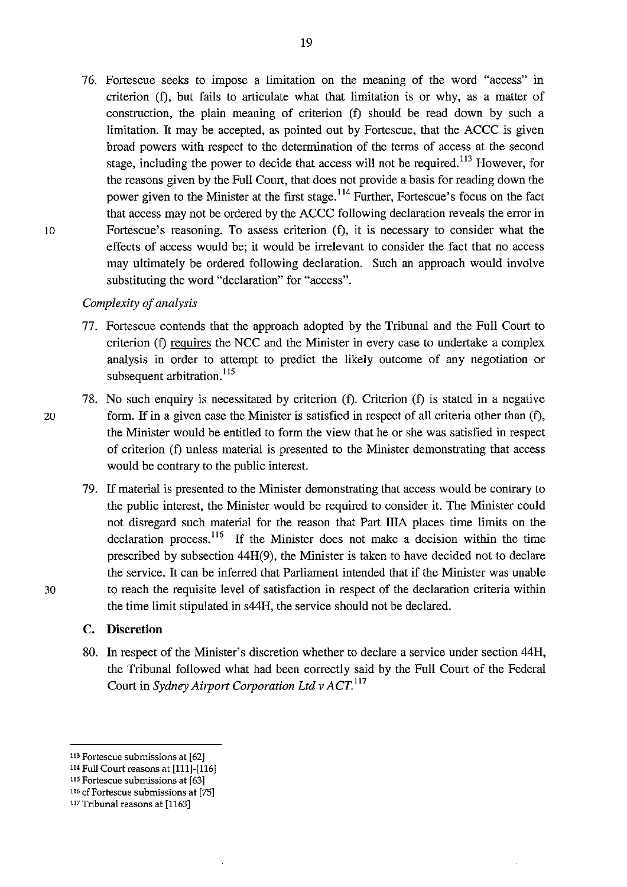76. Fortescue seeks to impose a limitation on the meaning of the word "access" in criterion (f), but fails to articulate what that limitation is or why, as a matter of construction, the plain meaning of criterion (f) should be read down by such a limitation. It may be accepted, as pointed out by Fortescue, that the ACCC is given broad powers with respect to the determination of the terms of access at the second stage, including the power to decide that access will not be required.[113] However, for the reasons given by the Full Court, that does not provide a basis for reading down the power given to the Minister at the first stage.[114] Further, Fortescue's focus on the fact that access may not be ordered by the ACCC following declaration reveals the error in Fortescue's reasoning. To assess criterion (f), it is necessary to consider what the effects of access would be; it would be irrelevant to consider the fact that no access may ultimately be ordered following declaration. Such an approach would involve substituting the word "declaration" for "access".

*Complexity of analysis*

77. Fortescue contends that the approach adopted by the Tribunal and the Full Court to criterion (f) requires the NCC and the Minister in every case to undertake a complex analysis in order to attempt to predict the likely outcome of any negotiation or subsequent arbitration.[115]

78. No such enquiry is necessitated by criterion (f). Criterion (f) is stated in a negative form. If in a given case the Minister is satisfied in respect of all criteria other than (f), the Minister would be entitled to form the view that he or she was satisfied in respect of criterion (f) unless material is presented to the Minister demonstrating that access would be contrary to the public interest.

79. If material is presented to the Minister demonstrating that access would be contrary to the public interest, the Minister would be required to consider it. The Minister could not disregard such material for the reason that Part IIIA places time limits on the declaration process.[116] If the Minister does not make a decision within the time prescribed by subsection 44H(9), the Minister is taken to have decided not to declare the service. It can be inferred that Parliament intended that if the Minister was unable to reach the requisite level of satisfaction in respect of the declaration criteria within the time limit stipulated in s44H, the service should not be declared.

## C. Discretion

80. In respect of the Minister's discretion whether to declare a service under section 44H, the Tribunal followed what had been correctly said by the Full Court of the Federal Court in *Sydney Airport Corporation Ltd v ACT*.[117]

---

[113] Fortescue submissions at [62]

[114] Full Court reasons at [111]-[116]

[115] Fortescue submissions at [63]

[116] cf Fortescue submissions at [75]

[117] Tribunal reasons at [1163]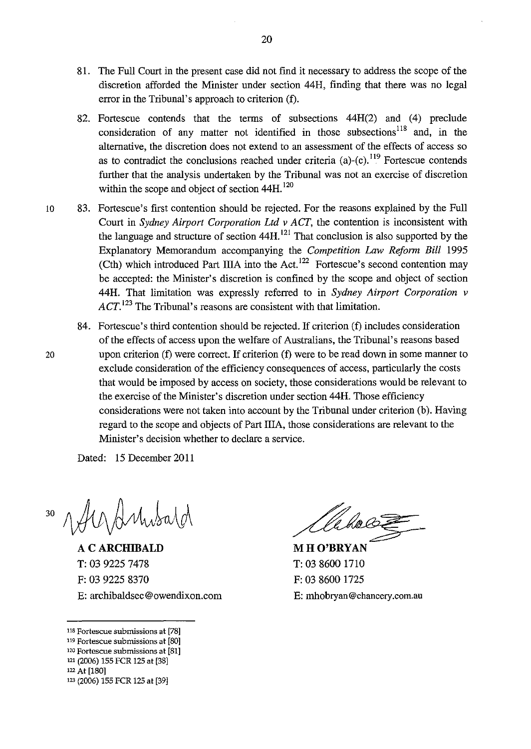81. The Full Court in the present case did not find it necessary to address the scope of the discretion afforded the Minister under section 44H, finding that there was no legal error in the Tribunal's approach to criterion (f).

82. Fortescue contends that the terms of subsections 44H(2) and (4) preclude consideration of any matter not identified in those subsections[118] and, in the alternative, the discretion does not extend to an assessment of the effects of access so as to contradict the conclusions reached under criteria (a)-(c).[119] Fortescue contends further that the analysis undertaken by the Tribunal was not an exercise of discretion within the scope and object of section 44H.[120]

83. Fortescue's first contention should be rejected. For the reasons explained by the Full Court in *Sydney Airport Corporation Ltd v ACT*, the contention is inconsistent with the language and structure of section 44H.[121] That conclusion is also supported by the Explanatory Memorandum accompanying the *Competition Law Reform Bill* 1995 (Cth) which introduced Part IIIA into the Act.[122] Fortescue's second contention may be accepted: the Minister's discretion is confined by the scope and object of section 44H. That limitation was expressly referred to in *Sydney Airport Corporation v ACT*.[123] The Tribunal's reasons are consistent with that limitation.

84. Fortescue's third contention should be rejected. If criterion (f) includes consideration of the effects of access upon the welfare of Australians, the Tribunal's reasons based upon criterion (f) were correct. If criterion (f) were to be read down in some manner to exclude consideration of the efficiency consequences of access, particularly the costs that would be imposed by access on society, those considerations would be relevant to the exercise of the Minister's discretion under section 44H. Those efficiency considerations were not taken into account by the Tribunal under criterion (b). Having regard to the scope and objects of Part IIIA, those considerations are relevant to the Minister's decision whether to declare a service.

Dated: 15 December 2011

**A C ARCHIBALD**
T: 03 9225 7478
F: 03 9225 8370
E: archibaldsec@owendixon.com

**M H O'BRYAN**
T: 03 8600 1710
F: 03 8600 1725
E: mhobryan@chancery.com.au

---

[118] Fortescue submissions at [78]
[119] Fortescue submissions at [80]
[120] Fortescue submissions at [81]
[121] (2006) 155 FCR 125 at [38]
[122] At [180]
[123] (2006) 155 FCR 125 at [39]